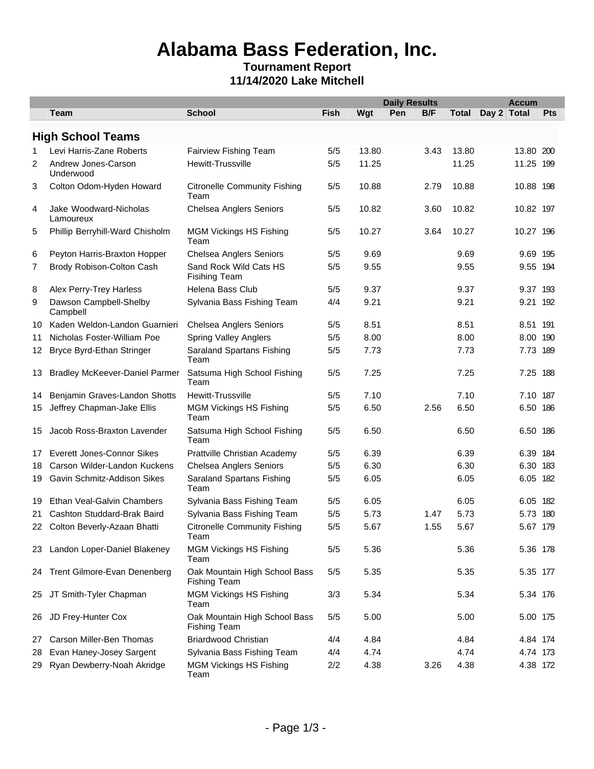# Alabama Bass Federation, Inc.

**Tournament Report**

**11/14/2020 Lake Mitchell**

| | | | Daily Results | | | | | | Accum | |
|---|---|---|---|---|---|---|---|---|---|---|
| | Team | School | Fish | Wgt | Pen | B/F | Total | Day 2 | Total | Pts |

## High School Teams

| | Team | School | Fish | Wgt | Pen | B/F | Total | Day 2 | Total | Pts |
|---|---|---|---|---|---|---|---|---|---|---|
| 1 | Levi Harris-Zane Roberts | Fairview Fishing Team | 5/5 | 13.80 | | 3.43 | 13.80 | | 13.80 | 200 |
| 2 | Andrew Jones-Carson Underwood | Hewitt-Trussville | 5/5 | 11.25 | | | 11.25 | | 11.25 | 199 |
| 3 | Colton Odom-Hyden Howard | Citronelle Community Fishing Team | 5/5 | 10.88 | | 2.79 | 10.88 | | 10.88 | 198 |
| 4 | Jake Woodward-Nicholas Lamoureux | Chelsea Anglers Seniors | 5/5 | 10.82 | | 3.60 | 10.82 | | 10.82 | 197 |
| 5 | Phillip Berryhill-Ward Chisholm | MGM Vikings HS Fishing Team | 5/5 | 10.27 | | 3.64 | 10.27 | | 10.27 | 196 |
| 6 | Peyton Harris-Braxton Hopper | Chelsea Anglers Seniors | 5/5 | 9.69 | | | 9.69 | | 9.69 | 195 |
| 7 | Brody Robison-Colton Cash | Sand Rock Wild Cats HS Fisihing Team | 5/5 | 9.55 | | | 9.55 | | 9.55 | 194 |
| 8 | Alex Perry-Trey Harless | Helena Bass Club | 5/5 | 9.37 | | | 9.37 | | 9.37 | 193 |
| 9 | Dawson Campbell-Shelby Campbell | Sylvania Bass Fishing Team | 4/4 | 9.21 | | | 9.21 | | 9.21 | 192 |
| 10 | Kaden Weldon-Landon Guarnieri | Chelsea Anglers Seniors | 5/5 | 8.51 | | | 8.51 | | 8.51 | 191 |
| 11 | Nicholas Foster-William Poe | Spring Valley Anglers | 5/5 | 8.00 | | | 8.00 | | 8.00 | 190 |
| 12 | Bryce Byrd-Ethan Stringer | Saraland Spartans Fishing Team | 5/5 | 7.73 | | | 7.73 | | 7.73 | 189 |
| 13 | Bradley McKeever-Daniel Parmer | Satsuma High School Fishing Team | 5/5 | 7.25 | | | 7.25 | | 7.25 | 188 |
| 14 | Benjamin Graves-Landon Shotts | Hewitt-Trussville | 5/5 | 7.10 | | | 7.10 | | 7.10 | 187 |
| 15 | Jeffrey Chapman-Jake Ellis | MGM Vikings HS Fishing Team | 5/5 | 6.50 | | 2.56 | 6.50 | | 6.50 | 186 |
| 15 | Jacob Ross-Braxton Lavender | Satsuma High School Fishing Team | 5/5 | 6.50 | | | 6.50 | | 6.50 | 186 |
| 17 | Everett Jones-Connor Sikes | Prattville Christian Academy | 5/5 | 6.39 | | | 6.39 | | 6.39 | 184 |
| 18 | Carson Wilder-Landon Kuckens | Chelsea Anglers Seniors | 5/5 | 6.30 | | | 6.30 | | 6.30 | 183 |
| 19 | Gavin Schmitz-Addison Sikes | Saraland Spartans Fishing Team | 5/5 | 6.05 | | | 6.05 | | 6.05 | 182 |
| 19 | Ethan Veal-Galvin Chambers | Sylvania Bass Fishing Team | 5/5 | 6.05 | | | 6.05 | | 6.05 | 182 |
| 21 | Cashton Studdard-Brak Baird | Sylvania Bass Fishing Team | 5/5 | 5.73 | | 1.47 | 5.73 | | 5.73 | 180 |
| 22 | Colton Beverly-Azaan Bhatti | Citronelle Community Fishing Team | 5/5 | 5.67 | | 1.55 | 5.67 | | 5.67 | 179 |
| 23 | Landon Loper-Daniel Blakeney | MGM Vikings HS Fishing Team | 5/5 | 5.36 | | | 5.36 | | 5.36 | 178 |
| 24 | Trent Gilmore-Evan Denenberg | Oak Mountain High School Bass Fishing Team | 5/5 | 5.35 | | | 5.35 | | 5.35 | 177 |
| 25 | JT Smith-Tyler Chapman | MGM Vikings HS Fishing Team | 3/3 | 5.34 | | | 5.34 | | 5.34 | 176 |
| 26 | JD Frey-Hunter Cox | Oak Mountain High School Bass Fishing Team | 5/5 | 5.00 | | | 5.00 | | 5.00 | 175 |
| 27 | Carson Miller-Ben Thomas | Briardwood Christian | 4/4 | 4.84 | | | 4.84 | | 4.84 | 174 |
| 28 | Evan Haney-Josey Sargent | Sylvania Bass Fishing Team | 4/4 | 4.74 | | | 4.74 | | 4.74 | 173 |
| 29 | Ryan Dewberry-Noah Akridge | MGM Vikings HS Fishing Team | 2/2 | 4.38 | | 3.26 | 4.38 | | 4.38 | 172 |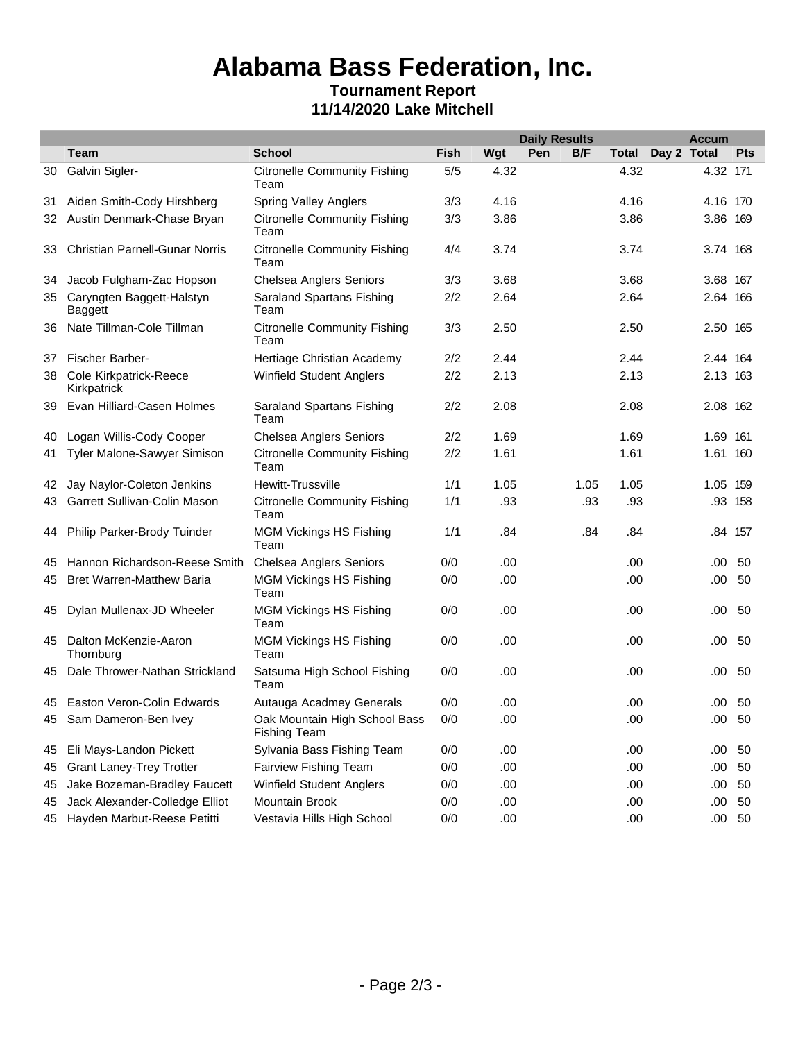# Alabama Bass Federation, Inc.

**Tournament Report**
**11/14/2020 Lake Mitchell**

| | | | Daily Results | | | | | | Accum | |
|---|---|---|---|---|---|---|---|---|---|---|
| | **Team** | **School** | **Fish** | **Wgt** | **Pen** | **B/F** | **Total** | **Day 2** | **Total** | **Pts** |
| 30 | Galvin Sigler- | Citronelle Community Fishing Team | 5/5 | 4.32 | | | 4.32 | | 4.32 | 171 |
| 31 | Aiden Smith-Cody Hirshberg | Spring Valley Anglers | 3/3 | 4.16 | | | 4.16 | | 4.16 | 170 |
| 32 | Austin Denmark-Chase Bryan | Citronelle Community Fishing Team | 3/3 | 3.86 | | | 3.86 | | 3.86 | 169 |
| 33 | Christian Parnell-Gunar Norris | Citronelle Community Fishing Team | 4/4 | 3.74 | | | 3.74 | | 3.74 | 168 |
| 34 | Jacob Fulgham-Zac Hopson | Chelsea Anglers Seniors | 3/3 | 3.68 | | | 3.68 | | 3.68 | 167 |
| 35 | Caryngten Baggett-Halstyn Baggett | Saraland Spartans Fishing Team | 2/2 | 2.64 | | | 2.64 | | 2.64 | 166 |
| 36 | Nate Tillman-Cole Tillman | Citronelle Community Fishing Team | 3/3 | 2.50 | | | 2.50 | | 2.50 | 165 |
| 37 | Fischer Barber- | Hertiage Christian Academy | 2/2 | 2.44 | | | 2.44 | | 2.44 | 164 |
| 38 | Cole Kirkpatrick-Reece Kirkpatrick | Winfield Student Anglers | 2/2 | 2.13 | | | 2.13 | | 2.13 | 163 |
| 39 | Evan Hilliard-Casen Holmes | Saraland Spartans Fishing Team | 2/2 | 2.08 | | | 2.08 | | 2.08 | 162 |
| 40 | Logan Willis-Cody Cooper | Chelsea Anglers Seniors | 2/2 | 1.69 | | | 1.69 | | 1.69 | 161 |
| 41 | Tyler Malone-Sawyer Simison | Citronelle Community Fishing Team | 2/2 | 1.61 | | | 1.61 | | 1.61 | 160 |
| 42 | Jay Naylor-Coleton Jenkins | Hewitt-Trussville | 1/1 | 1.05 | | 1.05 | 1.05 | | 1.05 | 159 |
| 43 | Garrett Sullivan-Colin Mason | Citronelle Community Fishing Team | 1/1 | .93 | | .93 | .93 | | .93 | 158 |
| 44 | Philip Parker-Brody Tuinder | MGM Vickings HS Fishing Team | 1/1 | .84 | | .84 | .84 | | .84 | 157 |
| 45 | Hannon Richardson-Reese Smith | Chelsea Anglers Seniors | 0/0 | .00 | | | .00 | | .00 | 50 |
| 45 | Bret Warren-Matthew Baria | MGM Vickings HS Fishing Team | 0/0 | .00 | | | .00 | | .00 | 50 |
| 45 | Dylan Mullenax-JD Wheeler | MGM Vickings HS Fishing Team | 0/0 | .00 | | | .00 | | .00 | 50 |
| 45 | Dalton McKenzie-Aaron Thornburg | MGM Vickings HS Fishing Team | 0/0 | .00 | | | .00 | | .00 | 50 |
| 45 | Dale Thrower-Nathan Strickland | Satsuma High School Fishing Team | 0/0 | .00 | | | .00 | | .00 | 50 |
| 45 | Easton Veron-Colin Edwards | Autauga Acadmey Generals | 0/0 | .00 | | | .00 | | .00 | 50 |
| 45 | Sam Dameron-Ben Ivey | Oak Mountain High School Bass Fishing Team | 0/0 | .00 | | | .00 | | .00 | 50 |
| 45 | Eli Mays-Landon Pickett | Sylvania Bass Fishing Team | 0/0 | .00 | | | .00 | | .00 | 50 |
| 45 | Grant Laney-Trey Trotter | Fairview Fishing Team | 0/0 | .00 | | | .00 | | .00 | 50 |
| 45 | Jake Bozeman-Bradley Faucett | Winfield Student Anglers | 0/0 | .00 | | | .00 | | .00 | 50 |
| 45 | Jack Alexander-Colledge Elliot | Mountain Brook | 0/0 | .00 | | | .00 | | .00 | 50 |
| 45 | Hayden Marbut-Reese Petitti | Vestavia Hills High School | 0/0 | .00 | | | .00 | | .00 | 50 |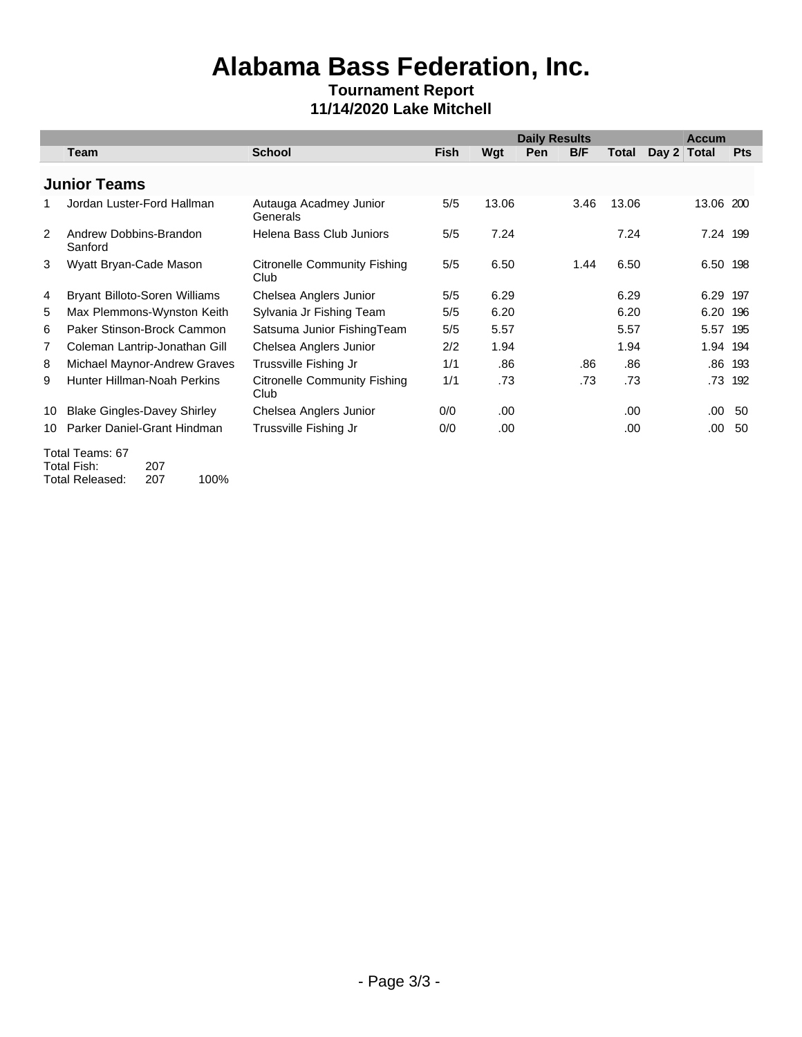# Alabama Bass Federation, Inc.

**Tournament Report**

**11/14/2020 Lake Mitchell**

| | | | Daily Results | | | | | | Accum | |
|---|---|---|---|---|---|---|---|---|---|---|
| | Team | School | Fish | Wgt | Pen | B/F | Total | Day 2 | Total | Pts |
| **Junior Teams** | | | | | | | | | | |
| 1 | Jordan Luster-Ford Hallman | Autauga Acadmey Junior Generals | 5/5 | 13.06 | | 3.46 | 13.06 | | 13.06 | 200 |
| 2 | Andrew Dobbins-Brandon Sanford | Helena Bass Club Juniors | 5/5 | 7.24 | | | 7.24 | | 7.24 | 199 |
| 3 | Wyatt Bryan-Cade Mason | Citronelle Community Fishing Club | 5/5 | 6.50 | | 1.44 | 6.50 | | 6.50 | 198 |
| 4 | Bryant Billoto-Soren Williams | Chelsea Anglers Junior | 5/5 | 6.29 | | | 6.29 | | 6.29 | 197 |
| 5 | Max Plemmons-Wynston Keith | Sylvania Jr Fishing Team | 5/5 | 6.20 | | | 6.20 | | 6.20 | 196 |
| 6 | Paker Stinson-Brock Cammon | Satsuma Junior FishingTeam | 5/5 | 5.57 | | | 5.57 | | 5.57 | 195 |
| 7 | Coleman Lantrip-Jonathan Gill | Chelsea Anglers Junior | 2/2 | 1.94 | | | 1.94 | | 1.94 | 194 |
| 8 | Michael Maynor-Andrew Graves | Trussville Fishing Jr | 1/1 | .86 | | .86 | .86 | | .86 | 193 |
| 9 | Hunter Hillman-Noah Perkins | Citronelle Community Fishing Club | 1/1 | .73 | | .73 | .73 | | .73 | 192 |
| 10 | Blake Gingles-Davey Shirley | Chelsea Anglers Junior | 0/0 | .00 | | | .00 | | .00 | 50 |
| 10 | Parker Daniel-Grant Hindman | Trussville Fishing Jr | 0/0 | .00 | | | .00 | | .00 | 50 |

Total Teams: 67
Total Fish: 207
Total Released: 207 100%